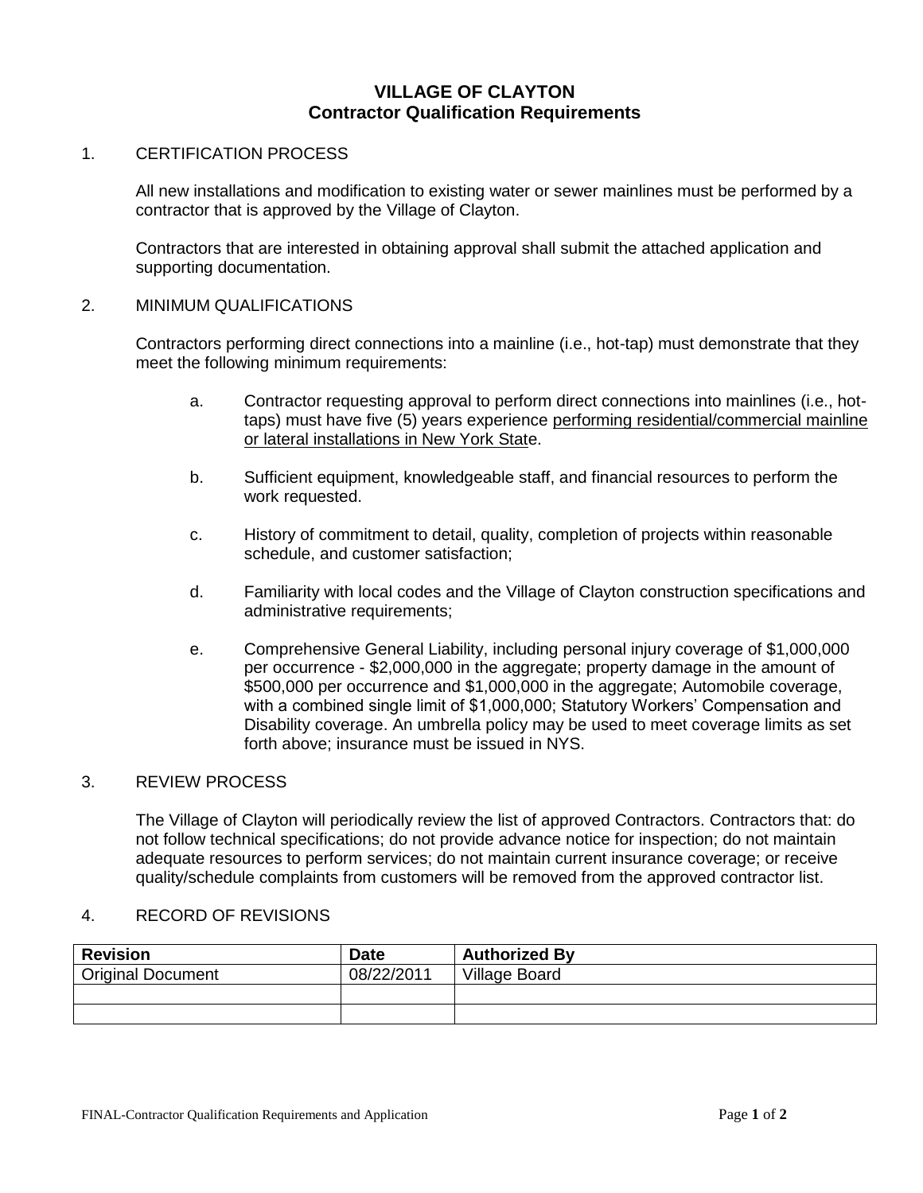# VILLAGE OF CLAYTON
## Contractor Qualification Requirements

1. CERTIFICATION PROCESS

   All new installations and modification to existing water or sewer mainlines must be performed by a contractor that is approved by the Village of Clayton.

   Contractors that are interested in obtaining approval shall submit the attached application and supporting documentation.

2. MINIMUM QUALIFICATIONS

   Contractors performing direct connections into a mainline (i.e., hot-tap) must demonstrate that they meet the following minimum requirements:

   a. Contractor requesting approval to perform direct connections into mainlines (i.e., hot-taps) must have five (5) years experience <u>performing residential/commercial mainline or lateral installations in New York State</u>.

   b. Sufficient equipment, knowledgeable staff, and financial resources to perform the work requested.

   c. History of commitment to detail, quality, completion of projects within reasonable schedule, and customer satisfaction;

   d. Familiarity with local codes and the Village of Clayton construction specifications and administrative requirements;

   e. Comprehensive General Liability, including personal injury coverage of $1,000,000 per occurrence - $2,000,000 in the aggregate; property damage in the amount of $500,000 per occurrence and $1,000,000 in the aggregate; Automobile coverage, with a combined single limit of $1,000,000; Statutory Workers' Compensation and Disability coverage. An umbrella policy may be used to meet coverage limits as set forth above; insurance must be issued in NYS.

3. REVIEW PROCESS

   The Village of Clayton will periodically review the list of approved Contractors. Contractors that: do not follow technical specifications; do not provide advance notice for inspection; do not maintain adequate resources to perform services; do not maintain current insurance coverage; or receive quality/schedule complaints from customers will be removed from the approved contractor list.

4. RECORD OF REVISIONS

| Revision | Date | Authorized By |
|---|---|---|
| Original Document | 08/22/2011 | Village Board |
| | | |
| | | |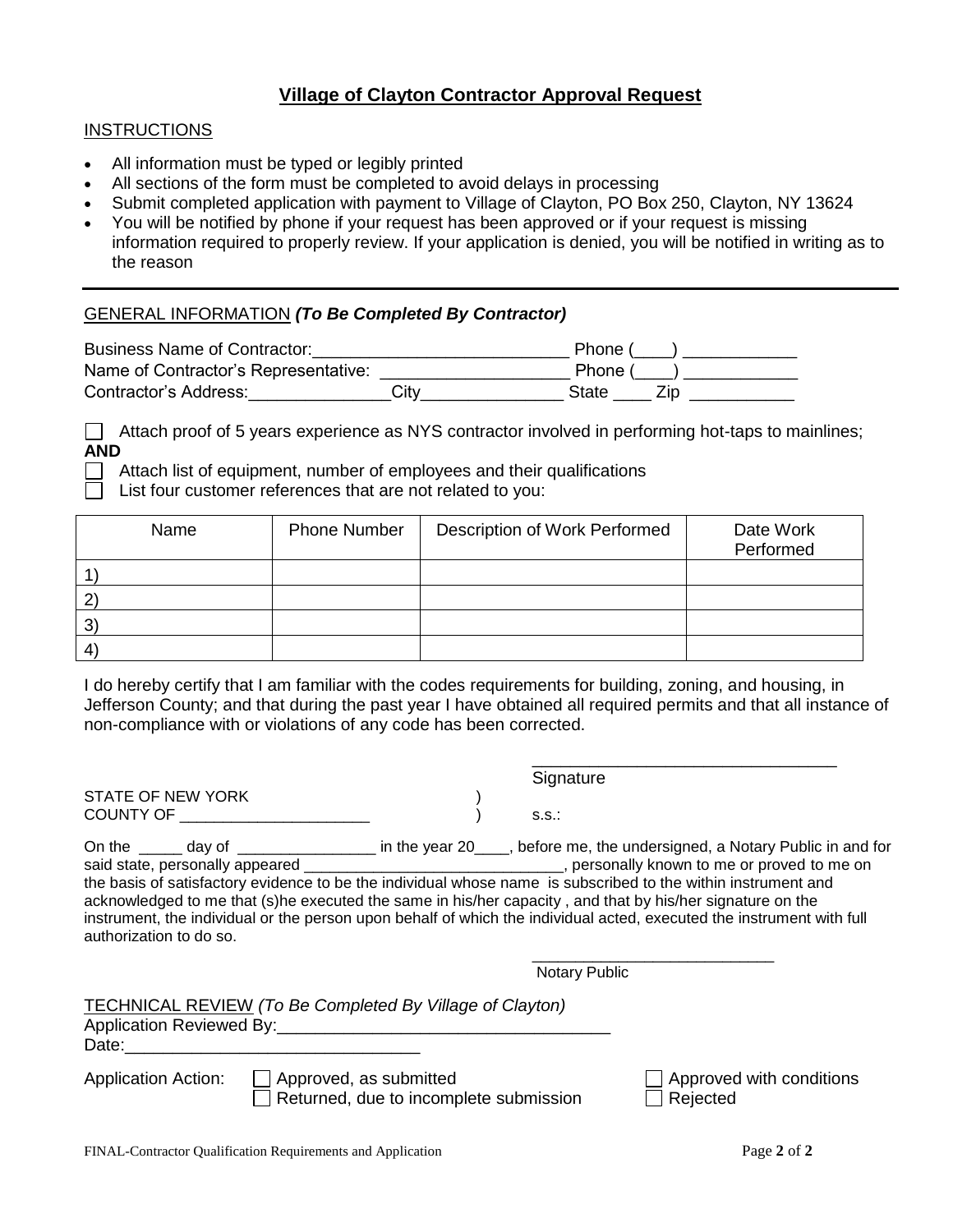# Village of Clayton Contractor Approval Request

INSTRUCTIONS

- All information must be typed or legibly printed
- All sections of the form must be completed to avoid delays in processing
- Submit completed application with payment to Village of Clayton, PO Box 250, Clayton, NY 13624
- You will be notified by phone if your request has been approved or if your request is missing information required to properly review. If your application is denied, you will be notified in writing as to the reason

---

GENERAL INFORMATION ***(To Be Completed By Contractor)***

Business Name of Contractor:___________________________ Phone (____) ____________
Name of Contractor's Representative: ____________________ Phone (____) ____________
Contractor's Address:_______________City_______________ State ____ Zip ___________

☐ Attach proof of 5 years experience as NYS contractor involved in performing hot-taps to mainlines;
**AND**
☐ Attach list of equipment, number of employees and their qualifications
☐ List four customer references that are not related to you:

| Name | Phone Number | Description of Work Performed | Date Work Performed |
|---|---|---|---|
| 1) | | | |
| 2) | | | |
| 3) | | | |
| 4) | | | |

I do hereby certify that I am familiar with the codes requirements for building, zoning, and housing, in Jefferson County; and that during the past year I have obtained all required permits and that all instance of non-compliance with or violations of any code has been corrected.

_________________________________
Signature

STATE OF NEW YORK )
COUNTY OF ______________________ ) s.s.:

On the _____ day of ________________ in the year 20____, before me, the undersigned, a Notary Public in and for said state, personally appeared ______________________________, personally known to me or proved to me on the basis of satisfactory evidence to be the individual whose name is subscribed to the within instrument and acknowledged to me that (s)he executed the same in his/her capacity , and that by his/her signature on the instrument, the individual or the person upon behalf of which the individual acted, executed the instrument with full authorization to do so.

____________________________
Notary Public

TECHNICAL REVIEW *(To Be Completed By Village of Clayton)*
Application Reviewed By:___________________________________
Date:_______________________________

Application Action: ☐ Approved, as submitted ☐ Approved with conditions
☐ Returned, due to incomplete submission ☐ Rejected

FINAL-Contractor Qualification Requirements and Application